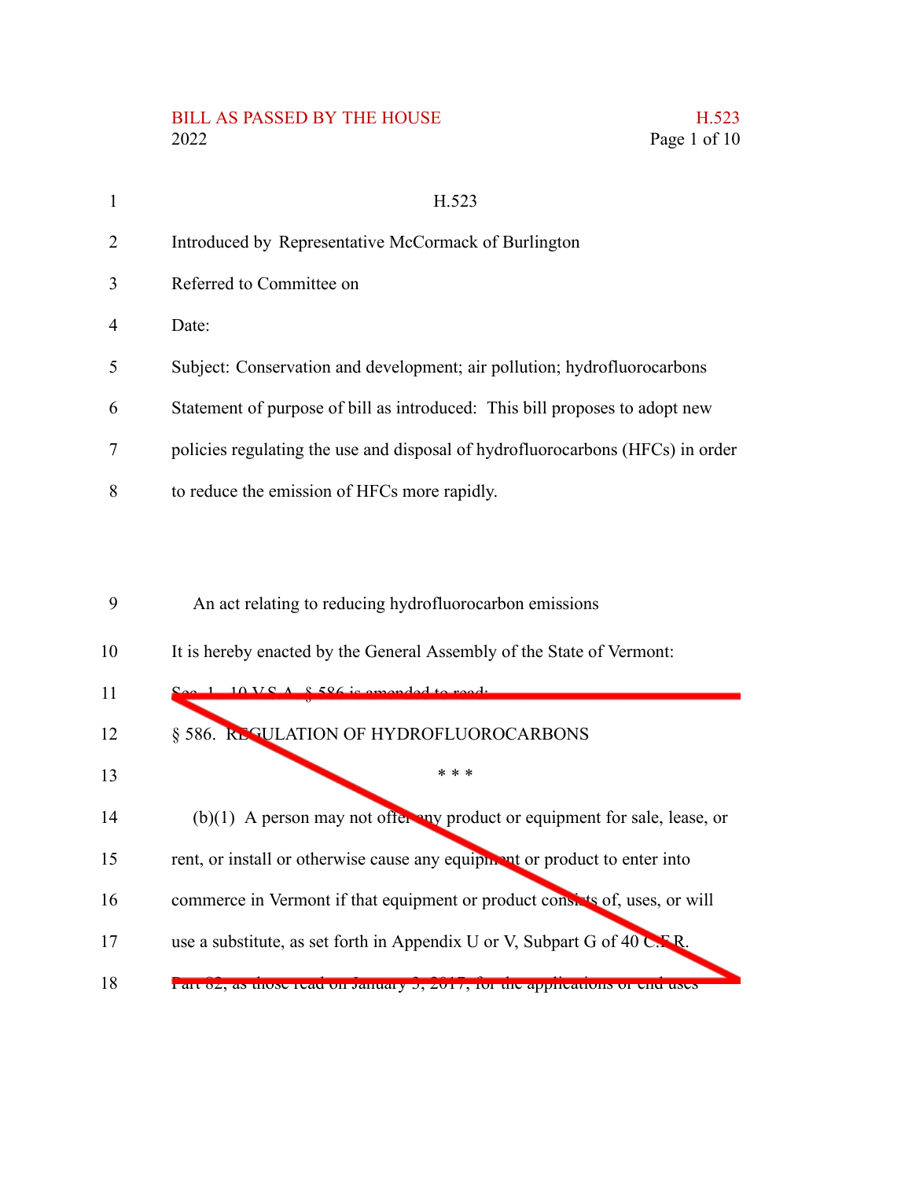H.523

Introduced by Representative McCormack of Burlington

Referred to Committee on

Date:

Subject: Conservation and development; air pollution; hydrofluorocarbons

Statement of purpose of bill as introduced: This bill proposes to adopt new policies regulating the use and disposal of hydrofluorocarbons (HFCs) in order to reduce the emission of HFCs more rapidly.

An act relating to reducing hydrofluorocarbon emissions

It is hereby enacted by the General Assembly of the State of Vermont:

Sec. 1. 10 V.S.A. § 586 is amended to read:

§ 586. REGULATION OF HYDROFLUOROCARBONS

\* \* \*

(b)(1) A person may not offer any product or equipment for sale, lease, or rent, or install or otherwise cause any equipment or product to enter into commerce in Vermont if that equipment or product consists of, uses, or will use a substitute, as set forth in Appendix U or V, Subpart G of 40 C.F.R. Part 82, as those read on January 3, 2017, for the applications or end uses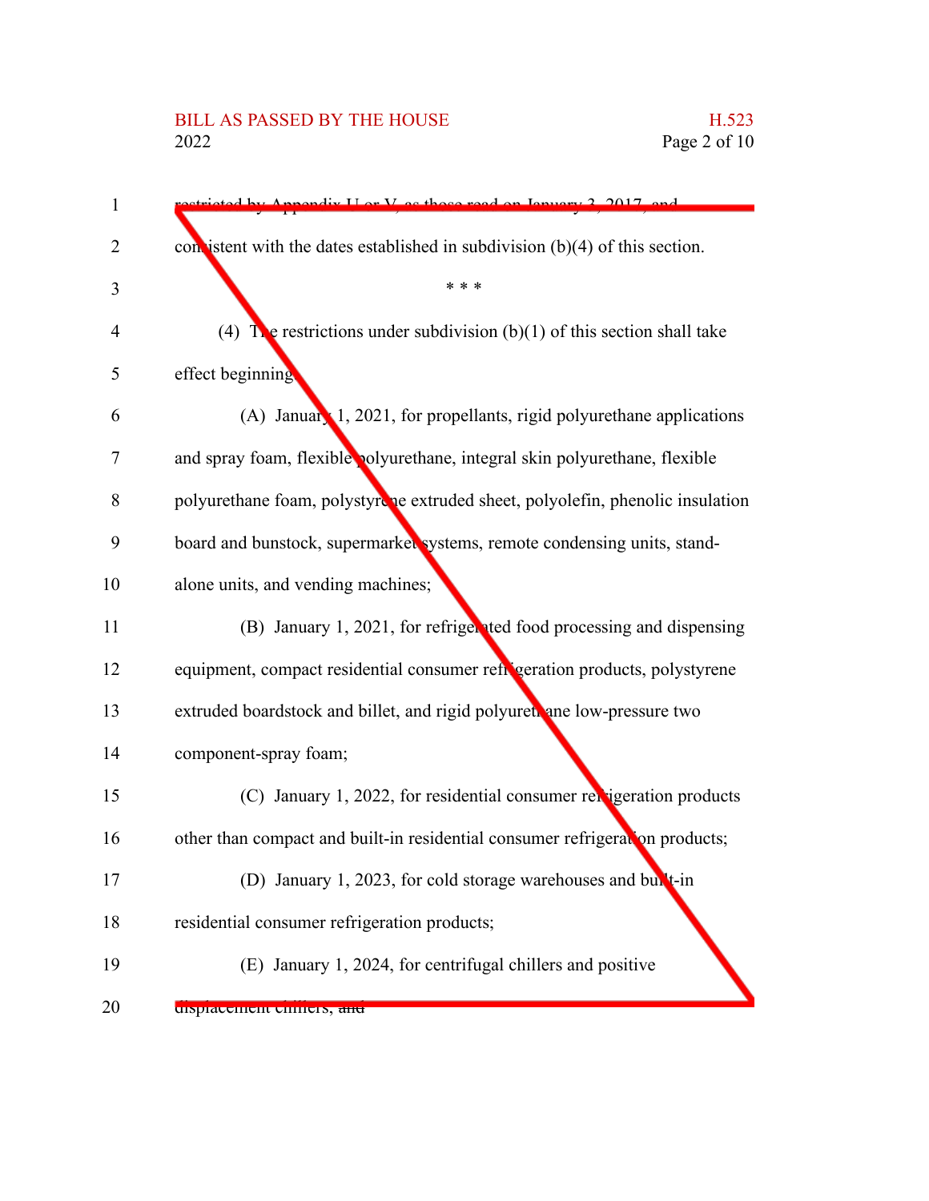restricted by Appendix U or V, as those read on January 3, 2017, and consistent with the dates established in subdivision (b)(4) of this section.

\* \* \*

(4) The restrictions under subdivision (b)(1) of this section shall take effect beginning:

(A) January 1, 2021, for propellants, rigid polyurethane applications and spray foam, flexible polyurethane, integral skin polyurethane, flexible polyurethane foam, polystyrene extruded sheet, polyolefin, phenolic insulation board and bunstock, supermarket systems, remote condensing units, stand-alone units, and vending machines;

(B) January 1, 2021, for refrigerated food processing and dispensing equipment, compact residential consumer refrigeration products, polystyrene extruded boardstock and billet, and rigid polyurethane low-pressure two component-spray foam;

(C) January 1, 2022, for residential consumer refrigeration products other than compact and built-in residential consumer refrigeration products;

(D) January 1, 2023, for cold storage warehouses and built-in residential consumer refrigeration products;

(E) January 1, 2024, for centrifugal chillers and positive displacement chillers; ~~and~~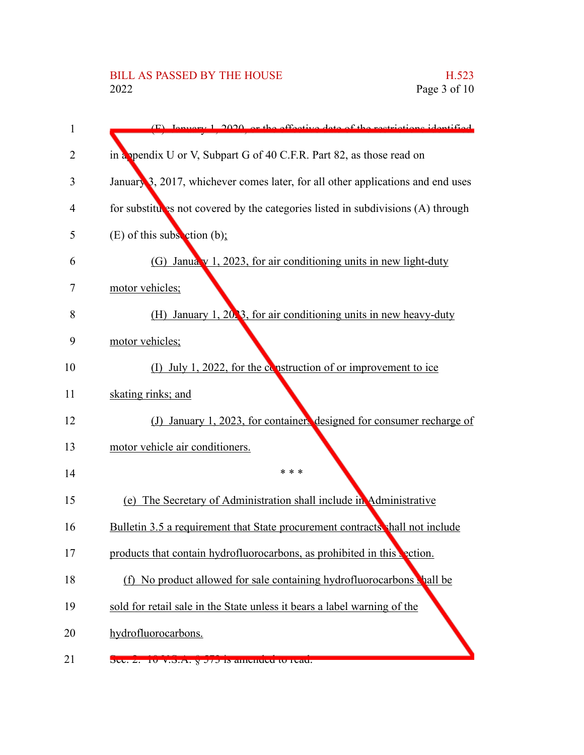(F) January 1, 2020, or the effective date of the restrictions identified in appendix U or V, Subpart G of 40 C.F.R. Part 82, as those read on January 3, 2017, whichever comes later, for all other applications and end uses for substitutes not covered by the categories listed in subdivisions (A) through (E) of this subsection (b);

(G) January 1, 2023, for air conditioning units in new light-duty motor vehicles;

(H) January 1, 2023, for air conditioning units in new heavy-duty motor vehicles;

(I) July 1, 2022, for the construction of or improvement to ice skating rinks; and

(J) January 1, 2023, for containers designed for consumer recharge of motor vehicle air conditioners.

\* \* \*

(e) The Secretary of Administration shall include in Administrative Bulletin 3.5 a requirement that State procurement contracts shall not include products that contain hydrofluorocarbons, as prohibited in this section.

(f) No product allowed for sale containing hydrofluorocarbons shall be sold for retail sale in the State unless it bears a label warning of the hydrofluorocarbons.

Sec. 2. 10 V.S.A. § 573 is amended to read: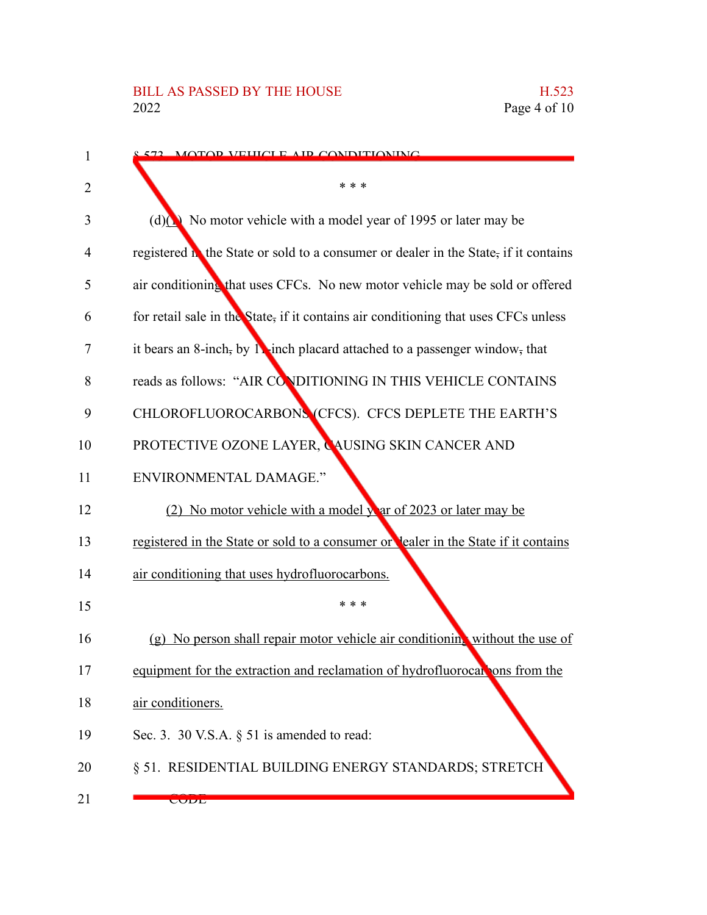§ 573. MOTOR VEHICLE AIR CONDITIONING

\* \* \*

(d)(1) No motor vehicle with a model year of 1995 or later may be registered in the State or sold to a consumer or dealer in the State, if it contains air conditioning that uses CFCs. No new motor vehicle may be sold or offered for retail sale in the State, if it contains air conditioning that uses CFCs unless it bears an 8-inch, by 11-inch placard attached to a passenger window, that reads as follows: "AIR CONDITIONING IN THIS VEHICLE CONTAINS CHLOROFLUOROCARBONS (CFCS). CFCS DEPLETE THE EARTH'S PROTECTIVE OZONE LAYER, CAUSING SKIN CANCER AND ENVIRONMENTAL DAMAGE."

(2) No motor vehicle with a model year of 2023 or later may be registered in the State or sold to a consumer or dealer in the State if it contains air conditioning that uses hydrofluorocarbons.

\* \* \*

(g) No person shall repair motor vehicle air conditioning without the use of equipment for the extraction and reclamation of hydrofluorocarbons from the air conditioners.

Sec. 3. 30 V.S.A. § 51 is amended to read:

§ 51. RESIDENTIAL BUILDING ENERGY STANDARDS; STRETCH CODE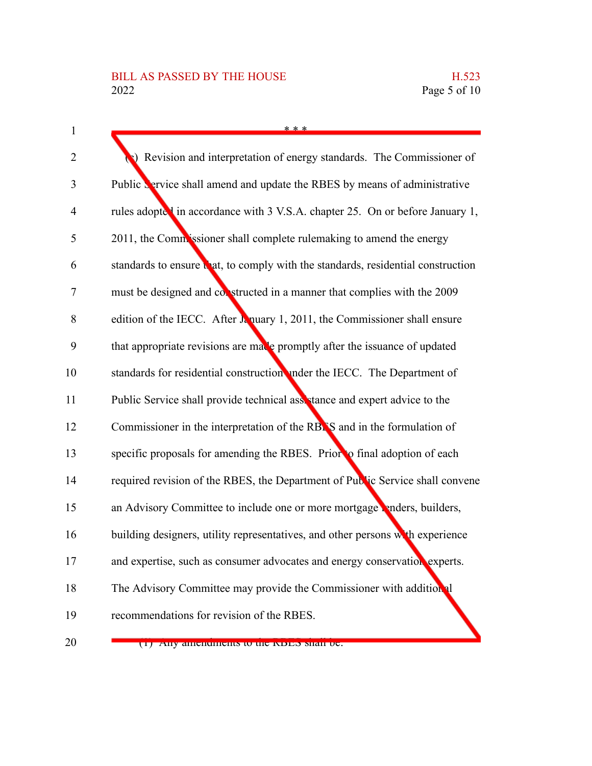\* \* \*

(c) Revision and interpretation of energy standards. The Commissioner of Public Service shall amend and update the RBES by means of administrative rules adopted in accordance with 3 V.S.A. chapter 25. On or before January 1, 2011, the Commissioner shall complete rulemaking to amend the energy standards to ensure that, to comply with the standards, residential construction must be designed and constructed in a manner that complies with the 2009 edition of the IECC. After January 1, 2011, the Commissioner shall ensure that appropriate revisions are made promptly after the issuance of updated standards for residential construction under the IECC. The Department of Public Service shall provide technical assistance and expert advice to the Commissioner in the interpretation of the RBES and in the formulation of specific proposals for amending the RBES. Prior to final adoption of each required revision of the RBES, the Department of Public Service shall convene an Advisory Committee to include one or more mortgage lenders, builders, building designers, utility representatives, and other persons with experience and expertise, such as consumer advocates and energy conservation experts. The Advisory Committee may provide the Commissioner with additional recommendations for revision of the RBES.

(1) Any amendments to the RBES shall be: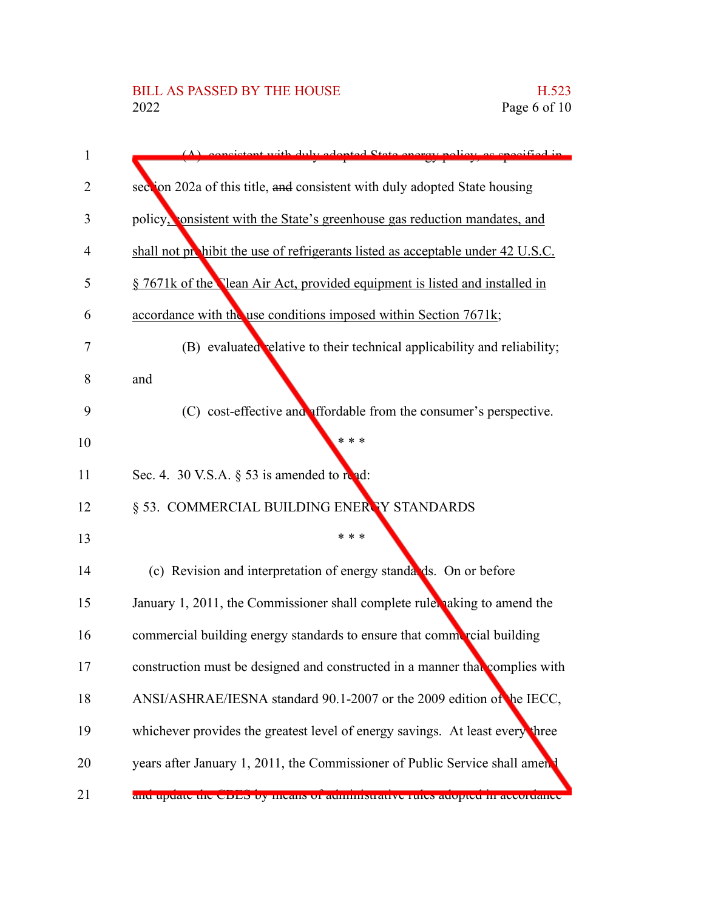(A) consistent with duly adopted State energy policy, as specified in section 202a of this title, ~~and~~ consistent with duly adopted State housing policy, consistent with the State's greenhouse gas reduction mandates, and shall not prohibit the use of refrigerants listed as acceptable under 42 U.S.C. § 7671k of the Clean Air Act, provided equipment is listed and installed in accordance with the use conditions imposed within Section 7671k;

(B) evaluated relative to their technical applicability and reliability; and

(C) cost-effective and affordable from the consumer's perspective.

* * *

Sec. 4. 30 V.S.A. § 53 is amended to read:

§ 53. COMMERCIAL BUILDING ENERGY STANDARDS

* * *

(c) Revision and interpretation of energy standards. On or before January 1, 2011, the Commissioner shall complete rulemaking to amend the commercial building energy standards to ensure that commercial building construction must be designed and constructed in a manner that complies with ANSI/ASHRAE/IESNA standard 90.1-2007 or the 2009 edition of the IECC, whichever provides the greatest level of energy savings. At least every three years after January 1, 2011, the Commissioner of Public Service shall amend and update the CBES by means of administrative rules adopted in accordance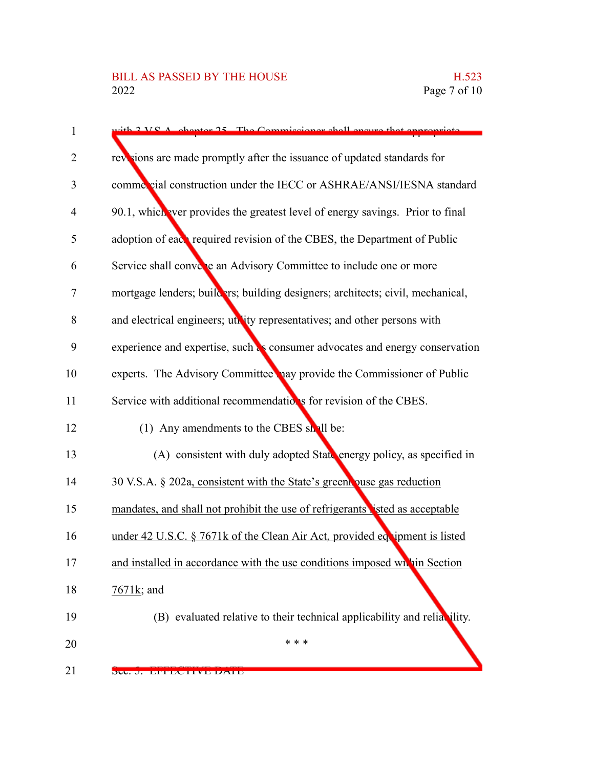with 3 V.S.A. chapter 25. The Commissioner shall ensure that appropriate revisions are made promptly after the issuance of updated standards for commercial construction under the IECC or ASHRAE/ANSI/IESNA standard 90.1, whichever provides the greatest level of energy savings. Prior to final adoption of each required revision of the CBES, the Department of Public Service shall convene an Advisory Committee to include one or more mortgage lenders; builders; building designers; architects; civil, mechanical, and electrical engineers; utility representatives; and other persons with experience and expertise, such as consumer advocates and energy conservation experts. The Advisory Committee may provide the Commissioner of Public Service with additional recommendations for revision of the CBES.

(1) Any amendments to the CBES shall be:

(A) consistent with duly adopted State energy policy, as specified in 30 V.S.A. § 202a, consistent with the State's greenhouse gas reduction mandates, and shall not prohibit the use of refrigerants listed as acceptable under 42 U.S.C. § 7671k of the Clean Air Act, provided equipment is listed and installed in accordance with the use conditions imposed within Section 7671k; and

(B) evaluated relative to their technical applicability and reliability.

\* \* \*

Sec. 3. EFFECTIVE DATE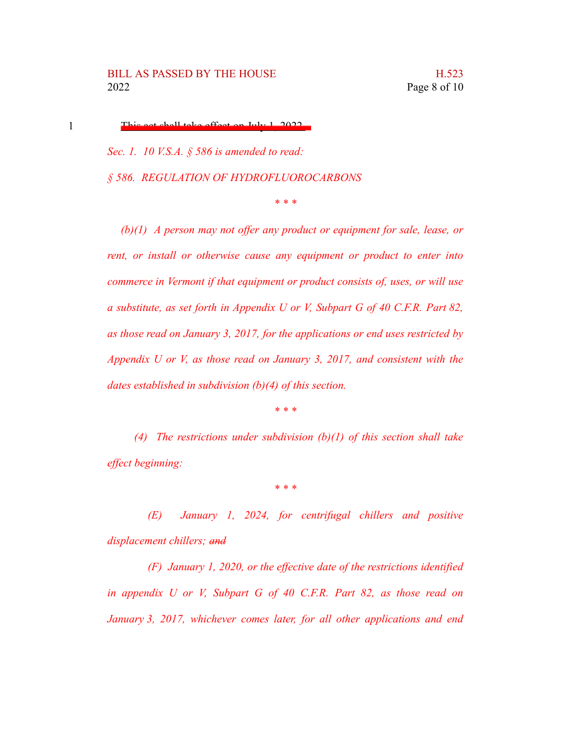~~This act shall take effect on July 1, 2022.~~

*Sec. 1. 10 V.S.A. § 586 is amended to read:*

*§ 586. REGULATION OF HYDROFLUOROCARBONS*

\* \* \*

*(b)(1) A person may not offer any product or equipment for sale, lease, or rent, or install or otherwise cause any equipment or product to enter into commerce in Vermont if that equipment or product consists of, uses, or will use a substitute, as set forth in Appendix U or V, Subpart G of 40 C.F.R. Part 82, as those read on January 3, 2017, for the applications or end uses restricted by Appendix U or V, as those read on January 3, 2017, and consistent with the dates established in subdivision (b)(4) of this section.*

\* \* \*

*(4) The restrictions under subdivision (b)(1) of this section shall take effect beginning:*

\* \* \*

*(E) January 1, 2024, for centrifugal chillers and positive displacement chillers;* ~~*and*~~

*(F) January 1, 2020, or the effective date of the restrictions identified in appendix U or V, Subpart G of 40 C.F.R. Part 82, as those read on January 3, 2017, whichever comes later, for all other applications and end*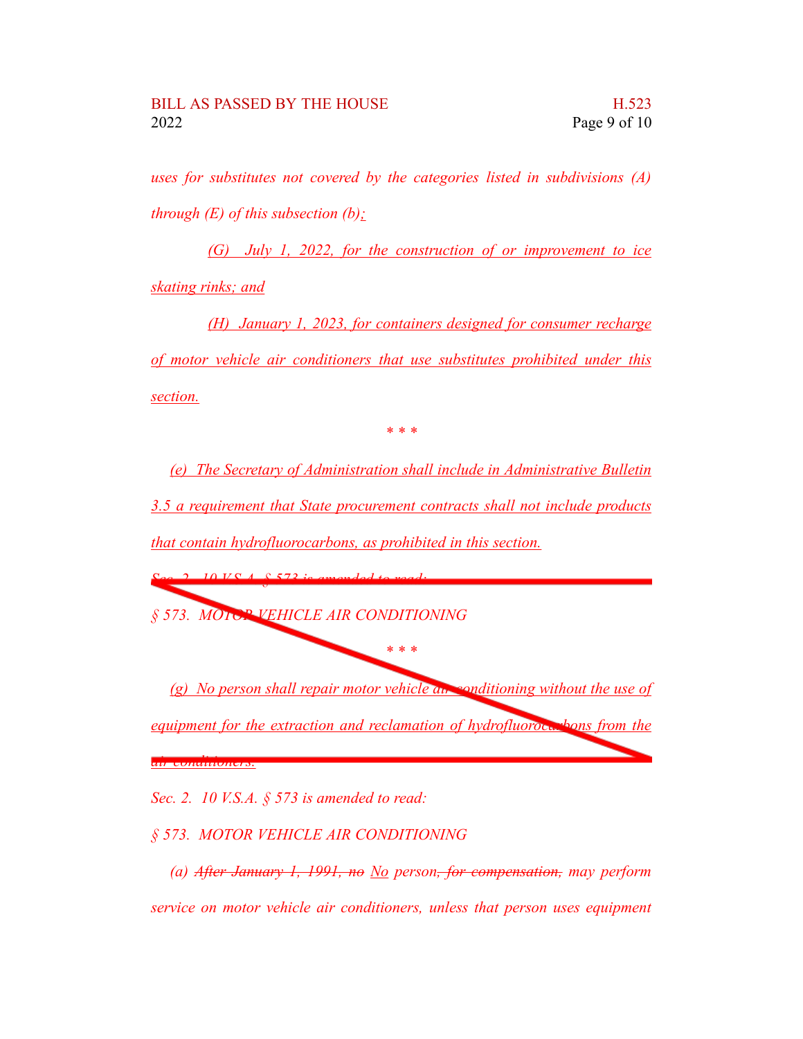*uses for substitutes not covered by the categories listed in subdivisions (A) through (E) of this subsection (b);*

*(G) July 1, 2022, for the construction of or improvement to ice skating rinks; and*

*(H) January 1, 2023, for containers designed for consumer recharge of motor vehicle air conditioners that use substitutes prohibited under this section.*

\* \* \*

*(e) The Secretary of Administration shall include in Administrative Bulletin 3.5 a requirement that State procurement contracts shall not include products that contain hydrofluorocarbons, as prohibited in this section.*

~~*Sec. 2. 10 V.S.A. § 573 is amended to read:*~~

~~*§ 573. MOTOR VEHICLE AIR CONDITIONING*~~

~~\* \* \*~~

~~*(g) No person shall repair motor vehicle air conditioning without the use of equipment for the extraction and reclamation of hydrofluorocarbons from the air conditioners.*~~

*Sec. 2. 10 V.S.A. § 573 is amended to read:*

*§ 573. MOTOR VEHICLE AIR CONDITIONING*

*(a) ~~After January 1, 1991, no~~ No person~~, for compensation,~~ may perform service on motor vehicle air conditioners, unless that person uses equipment*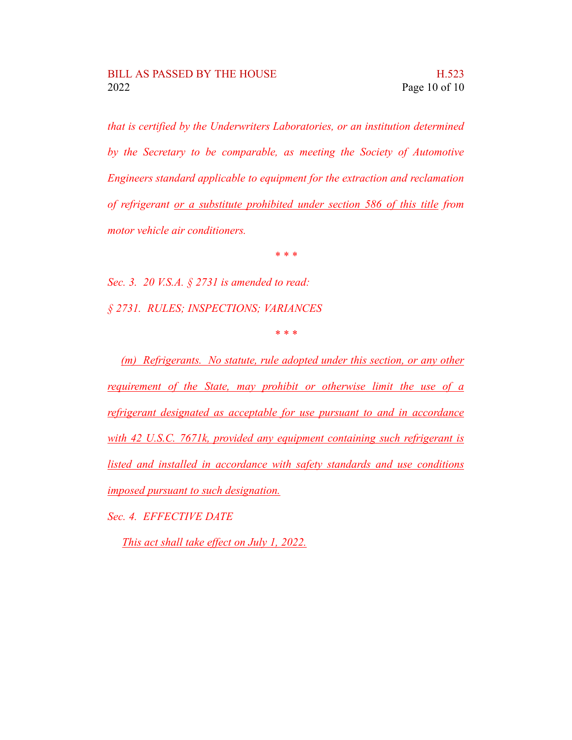*that is certified by the Underwriters Laboratories, or an institution determined by the Secretary to be comparable, as meeting the Society of Automotive Engineers standard applicable to equipment for the extraction and reclamation of refrigerant <u>or a substitute prohibited under section 586 of this title</u> from motor vehicle air conditioners.*

\* \* \*

*Sec. 3. 20 V.S.A. § 2731 is amended to read:*

*§ 2731. RULES; INSPECTIONS; VARIANCES*

\* \* \*

<u>*(m) Refrigerants. No statute, rule adopted under this section, or any other requirement of the State, may prohibit or otherwise limit the use of a refrigerant designated as acceptable for use pursuant to and in accordance with 42 U.S.C. 7671k, provided any equipment containing such refrigerant is listed and installed in accordance with safety standards and use conditions imposed pursuant to such designation.*</u>

*Sec. 4. EFFECTIVE DATE*

<u>*This act shall take effect on July 1, 2022.*</u>